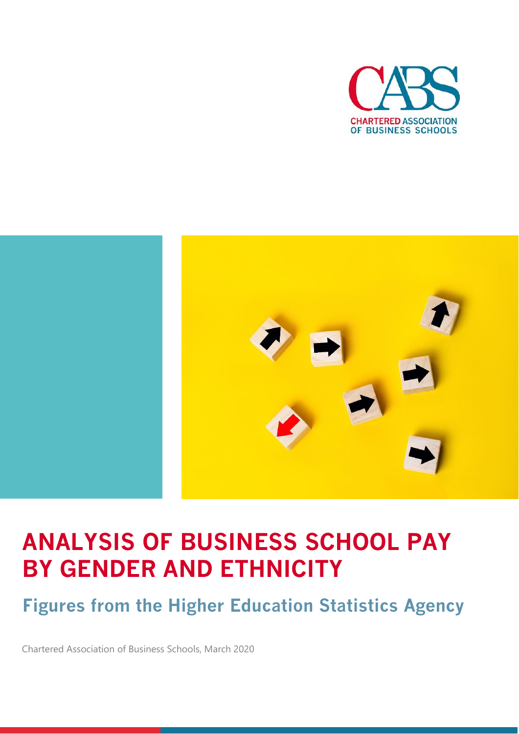CHARTERED ASSOCIATION OF BUSINESS SCHOOLS

# ANALYSIS OF BUSINESS SCHOOL PAY BY GENDER AND ETHNICITY

## Figures from the Higher Education Statistics Agency

Chartered Association of Business Schools, March 2020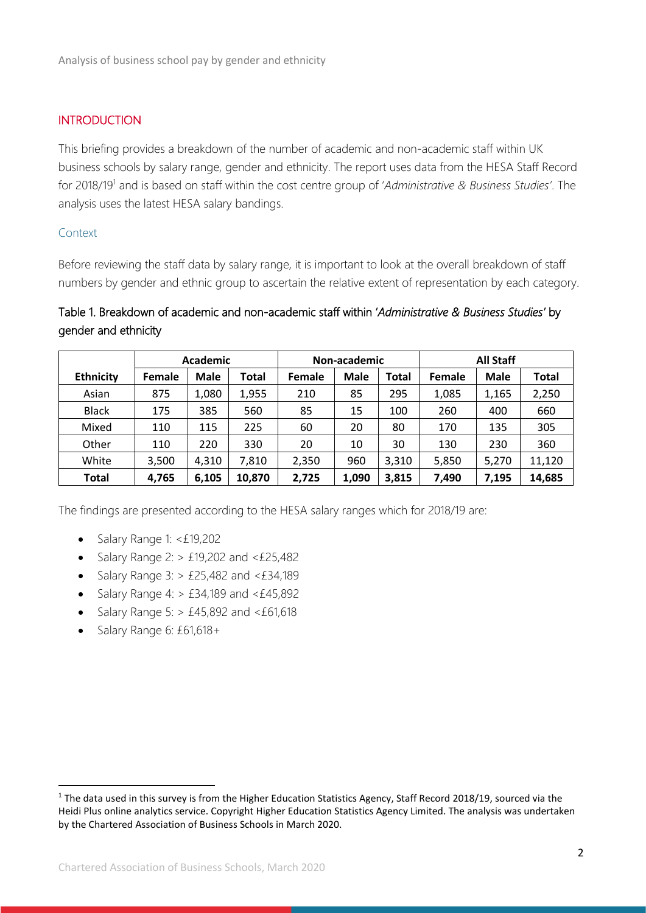## INTRODUCTION

This briefing provides a breakdown of the number of academic and non-academic staff within UK business schools by salary range, gender and ethnicity. The report uses data from the HESA Staff Record for 2018/19[1] and is based on staff within the cost centre group of '*Administrative & Business Studies*'. The analysis uses the latest HESA salary bandings.

### Context

Before reviewing the staff data by salary range, it is important to look at the overall breakdown of staff numbers by gender and ethnic group to ascertain the relative extent of representation by each category.

Table 1. Breakdown of academic and non-academic staff within '*Administrative & Business Studies*' by gender and ethnicity

| | Academic | | | Non-academic | | | All Staff | | |
|---|---|---|---|---|---|---|---|---|---|
| **Ethnicity** | **Female** | **Male** | **Total** | **Female** | **Male** | **Total** | **Female** | **Male** | **Total** |
| Asian | 875 | 1,080 | 1,955 | 210 | 85 | 295 | 1,085 | 1,165 | 2,250 |
| Black | 175 | 385 | 560 | 85 | 15 | 100 | 260 | 400 | 660 |
| Mixed | 110 | 115 | 225 | 60 | 20 | 80 | 170 | 135 | 305 |
| Other | 110 | 220 | 330 | 20 | 10 | 30 | 130 | 230 | 360 |
| White | 3,500 | 4,310 | 7,810 | 2,350 | 960 | 3,310 | 5,850 | 5,270 | 11,120 |
| **Total** | **4,765** | **6,105** | **10,870** | **2,725** | **1,090** | **3,815** | **7,490** | **7,195** | **14,685** |

The findings are presented according to the HESA salary ranges which for 2018/19 are:

- Salary Range 1: <£19,202
- Salary Range 2: > £19,202 and <£25,482
- Salary Range 3: > £25,482 and <£34,189
- Salary Range 4: > £34,189 and <£45,892
- Salary Range 5: > £45,892 and <£61,618
- Salary Range 6: £61,618+

[1] The data used in this survey is from the Higher Education Statistics Agency, Staff Record 2018/19, sourced via the Heidi Plus online analytics service. Copyright Higher Education Statistics Agency Limited. The analysis was undertaken by the Chartered Association of Business Schools in March 2020.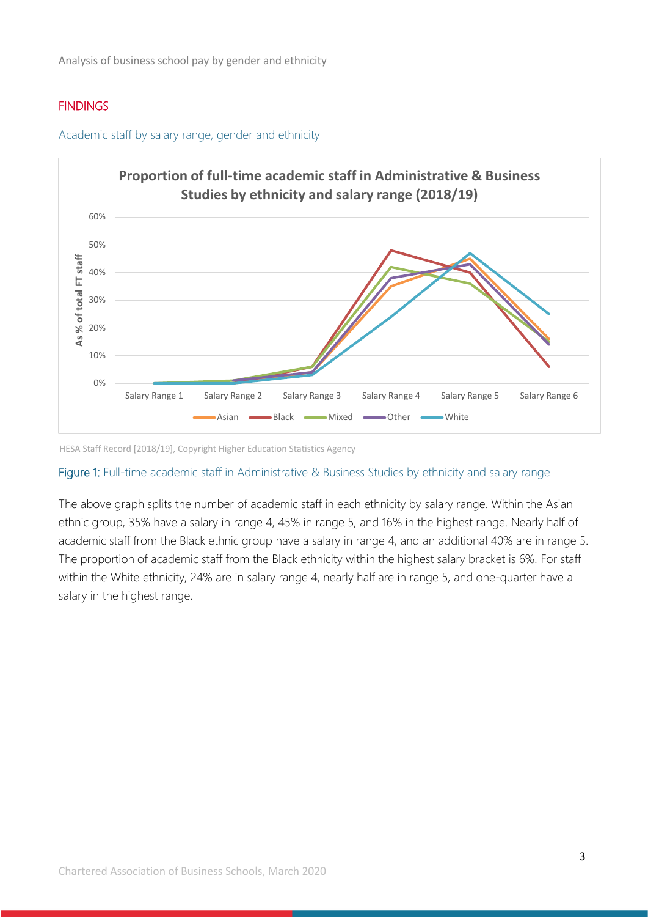## FINDINGS

### Academic staff by salary range, gender and ethnicity

HESA Staff Record [2018/19], Copyright Higher Education Statistics Agency

Figure 1: Full-time academic staff in Administrative & Business Studies by ethnicity and salary range

The above graph splits the number of academic staff in each ethnicity by salary range. Within the Asian ethnic group, 35% have a salary in range 4, 45% in range 5, and 16% in the highest range. Nearly half of academic staff from the Black ethnic group have a salary in range 4, and an additional 40% are in range 5. The proportion of academic staff from the Black ethnicity within the highest salary bracket is 6%. For staff within the White ethnicity, 24% are in salary range 4, nearly half are in range 5, and one-quarter have a salary in the highest range.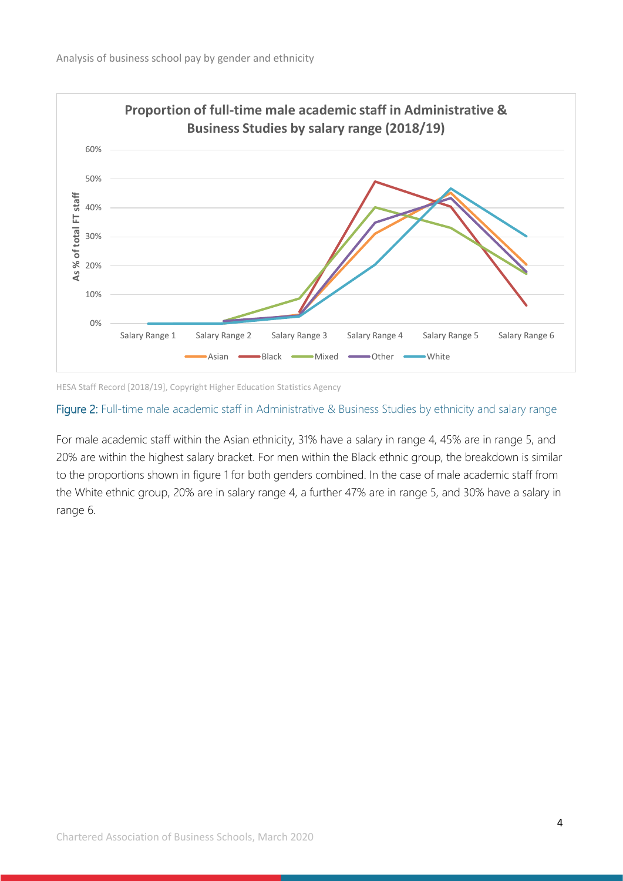HESA Staff Record [2018/19], Copyright Higher Education Statistics Agency

Figure 2: Full-time male academic staff in Administrative & Business Studies by ethnicity and salary range

For male academic staff within the Asian ethnicity, 31% have a salary in range 4, 45% are in range 5, and 20% are within the highest salary bracket. For men within the Black ethnic group, the breakdown is similar to the proportions shown in figure 1 for both genders combined. In the case of male academic staff from the White ethnic group, 20% are in salary range 4, a further 47% are in range 5, and 30% have a salary in range 6.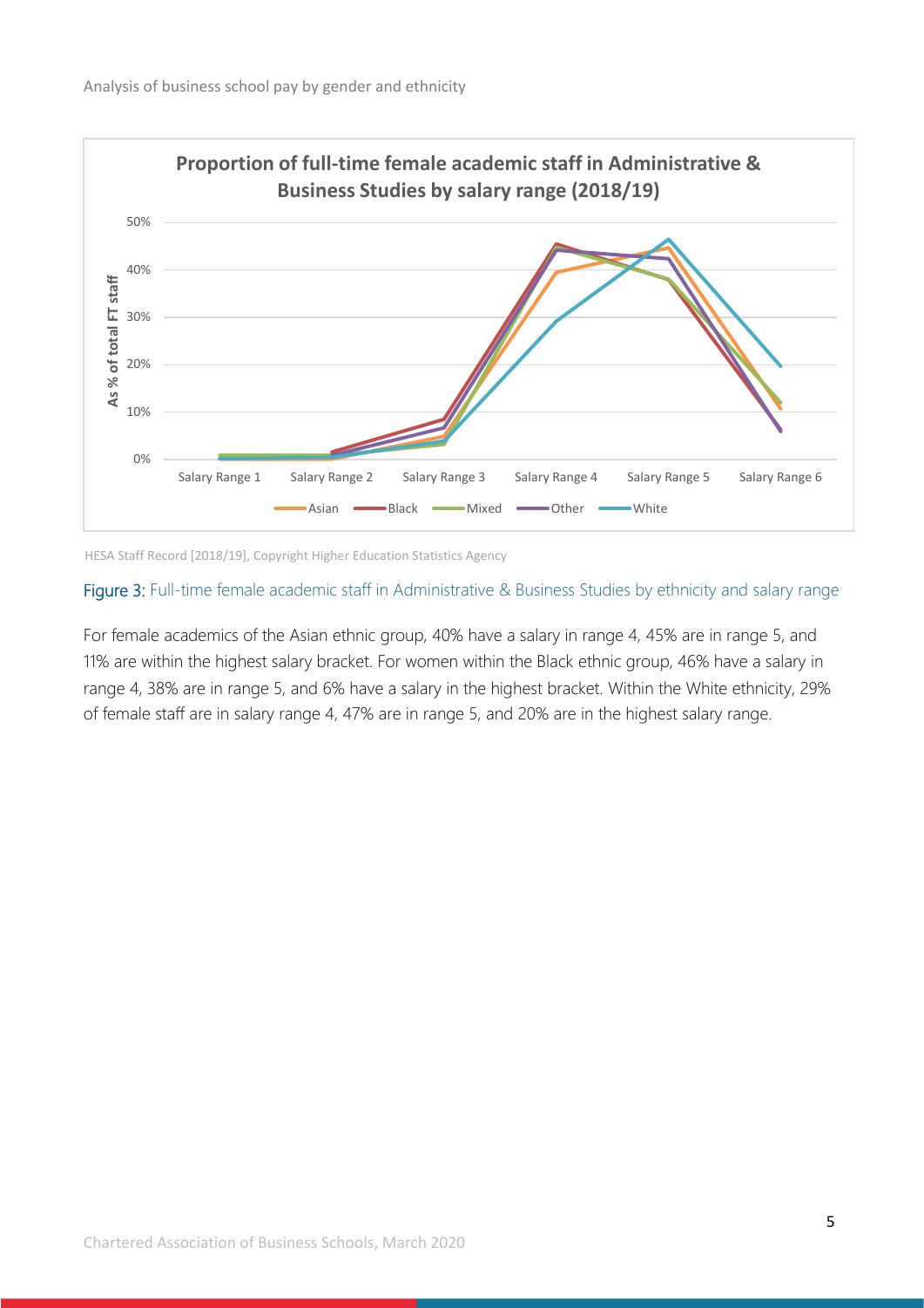**Proportion of full-time female academic staff in Administrative & Business Studies by salary range (2018/19)**

HESA Staff Record [2018/19], Copyright Higher Education Statistics Agency

Figure 3: Full-time female academic staff in Administrative & Business Studies by ethnicity and salary range

For female academics of the Asian ethnic group, 40% have a salary in range 4, 45% are in range 5, and 11% are within the highest salary bracket. For women within the Black ethnic group, 46% have a salary in range 4, 38% are in range 5, and 6% have a salary in the highest bracket. Within the White ethnicity, 29% of female staff are in salary range 4, 47% are in range 5, and 20% are in the highest salary range.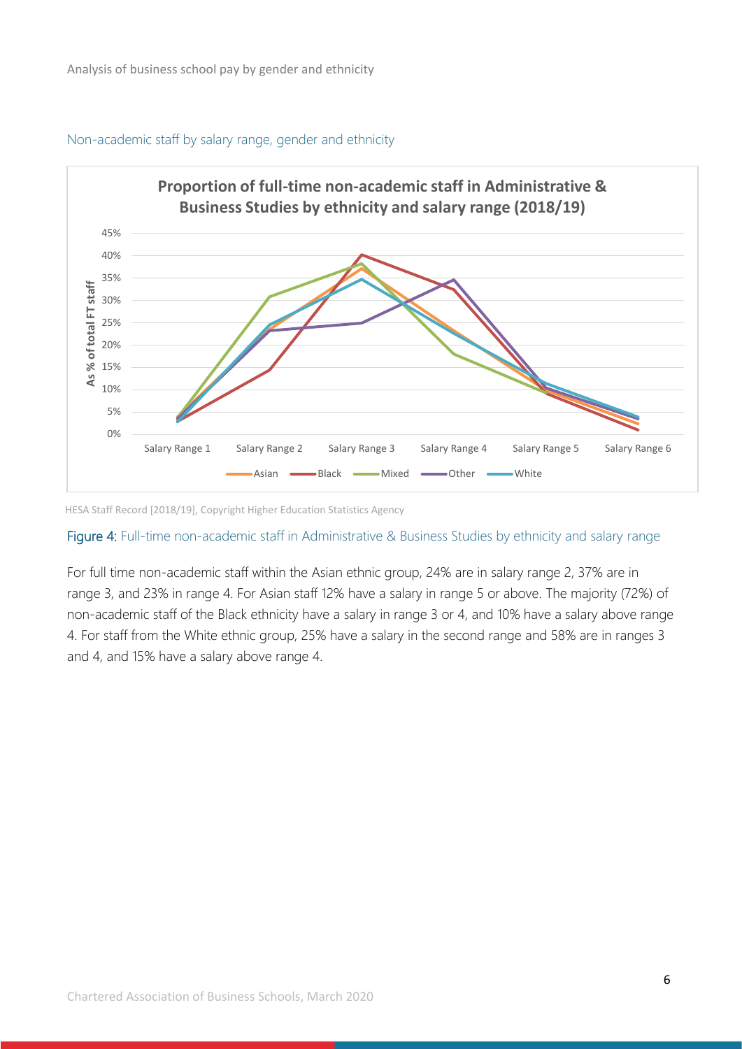### Non-academic staff by salary range, gender and ethnicity

**Proportion of full-time non-academic staff in Administrative & Business Studies by ethnicity and salary range (2018/19)**

HESA Staff Record [2018/19], Copyright Higher Education Statistics Agency

Figure 4: Full-time non-academic staff in Administrative & Business Studies by ethnicity and salary range

For full time non-academic staff within the Asian ethnic group, 24% are in salary range 2, 37% are in range 3, and 23% in range 4. For Asian staff 12% have a salary in range 5 or above. The majority (72%) of non-academic staff of the Black ethnicity have a salary in range 3 or 4, and 10% have a salary above range 4. For staff from the White ethnic group, 25% have a salary in the second range and 58% are in ranges 3 and 4, and 15% have a salary above range 4.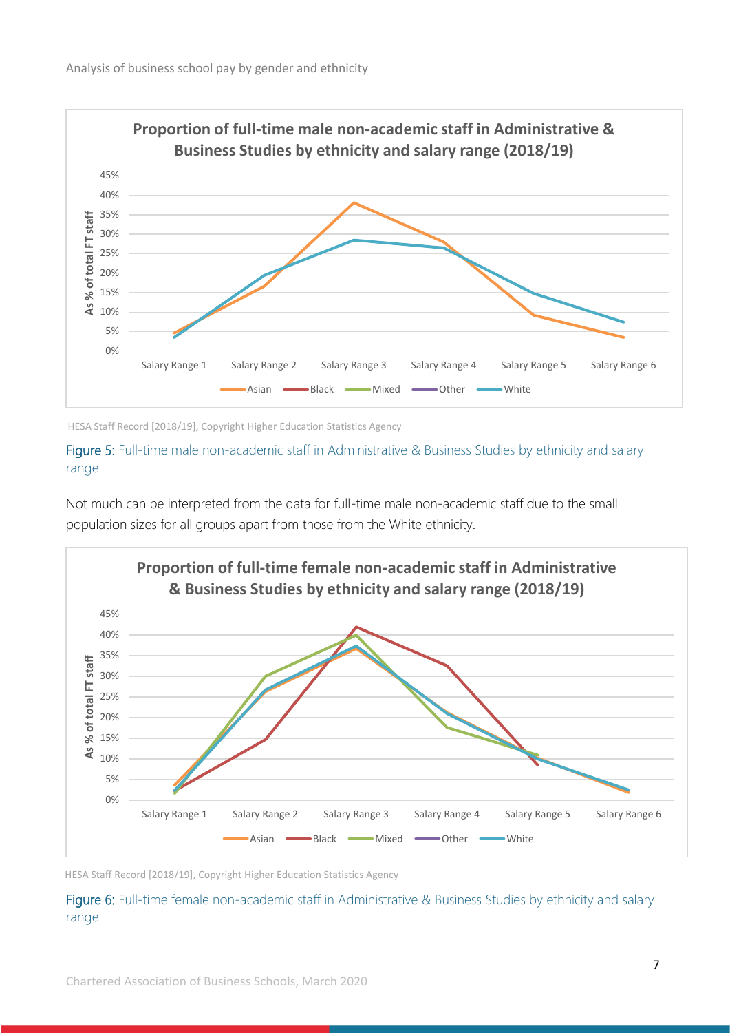HESA Staff Record [2018/19], Copyright Higher Education Statistics Agency

Figure 5: Full-time male non-academic staff in Administrative & Business Studies by ethnicity and salary range

Not much can be interpreted from the data for full-time male non-academic staff due to the small population sizes for all groups apart from those from the White ethnicity.

HESA Staff Record [2018/19], Copyright Higher Education Statistics Agency

Figure 6: Full-time female non-academic staff in Administrative & Business Studies by ethnicity and salary range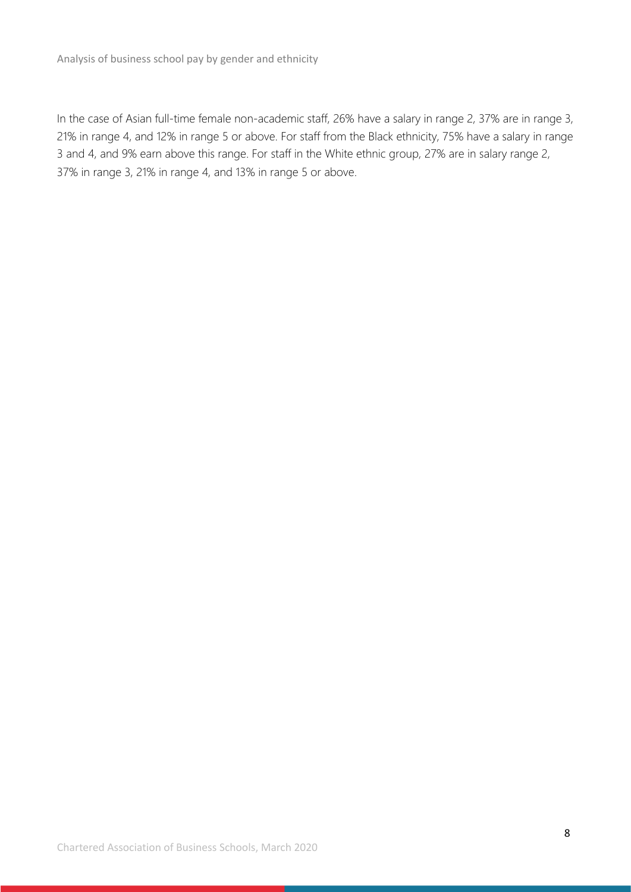In the case of Asian full-time female non-academic staff, 26% have a salary in range 2, 37% are in range 3, 21% in range 4, and 12% in range 5 or above. For staff from the Black ethnicity, 75% have a salary in range 3 and 4, and 9% earn above this range. For staff in the White ethnic group, 27% are in salary range 2, 37% in range 3, 21% in range 4, and 13% in range 5 or above.